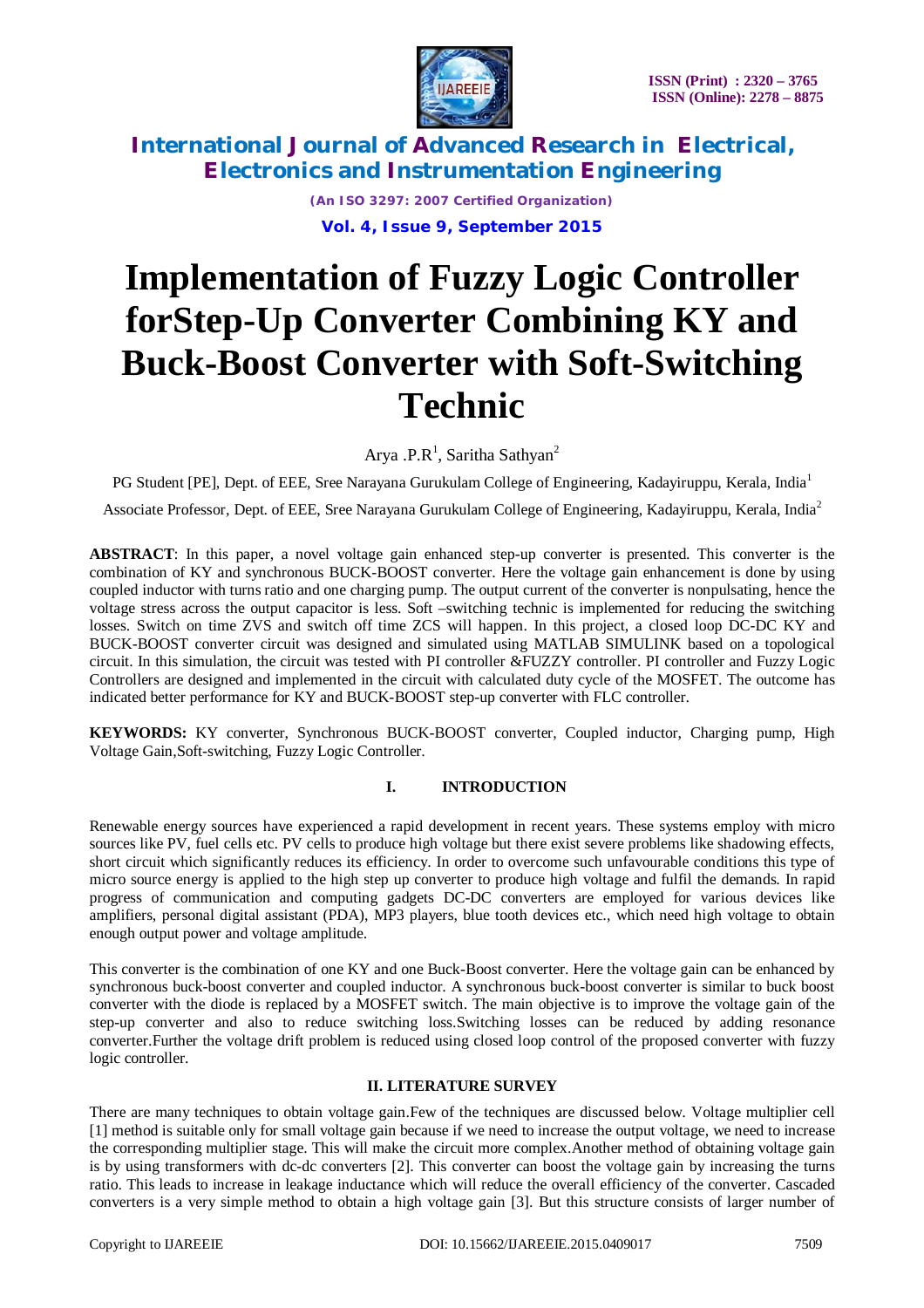# Implementation of Fuzzy Logic Controller forStep-Up Converter Combining KY and Buck-Boost Converter with Soft-Switching Technic

Arya .P.R[1], Saritha Sathyan[2]

PG Student [PE], Dept. of EEE, Sree Narayana Gurukulam College of Engineering, Kadayiruppu, Kerala, India[1]

Associate Professor, Dept. of EEE, Sree Narayana Gurukulam College of Engineering, Kadayiruppu, Kerala, India[2]

**ABSTRACT**: In this paper, a novel voltage gain enhanced step-up converter is presented. This converter is the combination of KY and synchronous BUCK-BOOST converter. Here the voltage gain enhancement is done by using coupled inductor with turns ratio and one charging pump. The output current of the converter is nonpulsating, hence the voltage stress across the output capacitor is less. Soft –switching technic is implemented for reducing the switching losses. Switch on time ZVS and switch off time ZCS will happen. In this project, a closed loop DC-DC KY and BUCK-BOOST converter circuit was designed and simulated using MATLAB SIMULINK based on a topological circuit. In this simulation, the circuit was tested with PI controller &FUZZY controller. PI controller and Fuzzy Logic Controllers are designed and implemented in the circuit with calculated duty cycle of the MOSFET. The outcome has indicated better performance for KY and BUCK-BOOST step-up converter with FLC controller.

**KEYWORDS:** KY converter, Synchronous BUCK-BOOST converter, Coupled inductor, Charging pump, High Voltage Gain,Soft-switching, Fuzzy Logic Controller.

## I. INTRODUCTION

Renewable energy sources have experienced a rapid development in recent years. These systems employ with micro sources like PV, fuel cells etc. PV cells to produce high voltage but there exist severe problems like shadowing effects, short circuit which significantly reduces its efficiency. In order to overcome such unfavourable conditions this type of micro source energy is applied to the high step up converter to produce high voltage and fulfil the demands. In rapid progress of communication and computing gadgets DC-DC converters are employed for various devices like amplifiers, personal digital assistant (PDA), MP3 players, blue tooth devices etc., which need high voltage to obtain enough output power and voltage amplitude.

This converter is the combination of one KY and one Buck-Boost converter. Here the voltage gain can be enhanced by synchronous buck-boost converter and coupled inductor. A synchronous buck-boost converter is similar to buck boost converter with the diode is replaced by a MOSFET switch. The main objective is to improve the voltage gain of the step-up converter and also to reduce switching loss.Switching losses can be reduced by adding resonance converter.Further the voltage drift problem is reduced using closed loop control of the proposed converter with fuzzy logic controller.

## II. LITERATURE SURVEY

There are many techniques to obtain voltage gain.Few of the techniques are discussed below. Voltage multiplier cell [1] method is suitable only for small voltage gain because if we need to increase the output voltage, we need to increase the corresponding multiplier stage. This will make the circuit more complex.Another method of obtaining voltage gain is by using transformers with dc-dc converters [2]. This converter can boost the voltage gain by increasing the turns ratio. This leads to increase in leakage inductance which will reduce the overall efficiency of the converter. Cascaded converters is a very simple method to obtain a high voltage gain [3]. But this structure consists of larger number of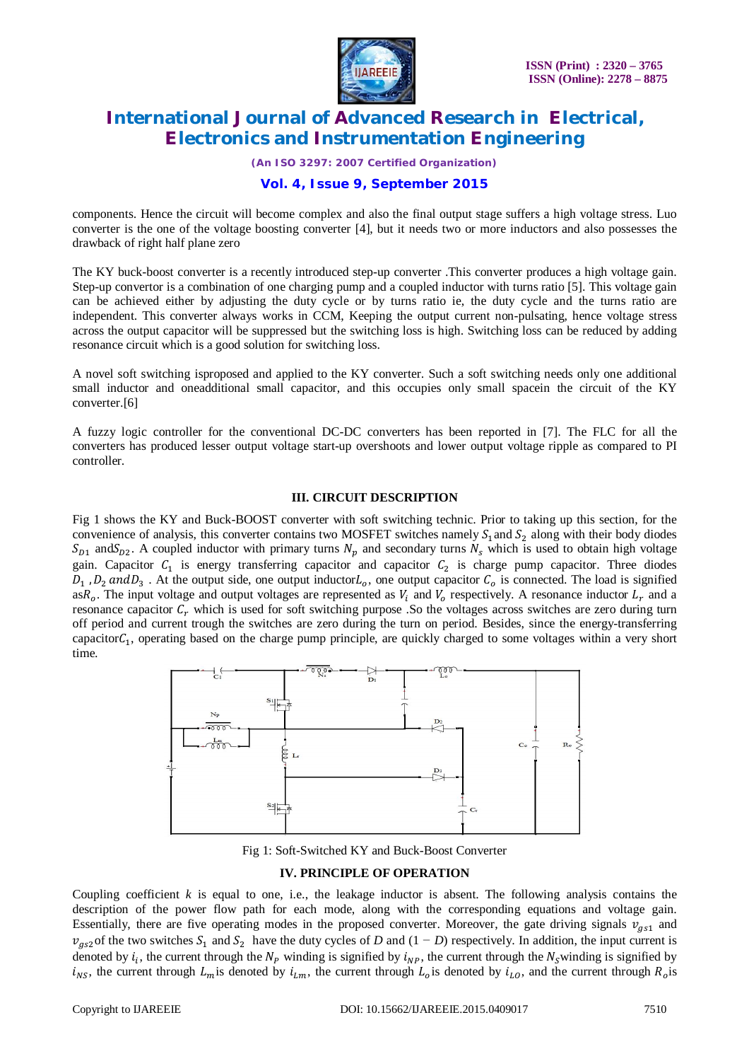components. Hence the circuit will become complex and also the final output stage suffers a high voltage stress. Luo converter is the one of the voltage boosting converter [4], but it needs two or more inductors and also possesses the drawback of right half plane zero

The KY buck-boost converter is a recently introduced step-up converter .This converter produces a high voltage gain. Step-up convertor is a combination of one charging pump and a coupled inductor with turns ratio [5]. This voltage gain can be achieved either by adjusting the duty cycle or by turns ratio ie, the duty cycle and the turns ratio are independent. This converter always works in CCM, Keeping the output current non-pulsating, hence voltage stress across the output capacitor will be suppressed but the switching loss is high. Switching loss can be reduced by adding resonance circuit which is a good solution for switching loss.

A novel soft switching isproposed and applied to the KY converter. Such a soft switching needs only one additional small inductor and oneadditional small capacitor, and this occupies only small spacein the circuit of the KY converter.[6]

A fuzzy logic controller for the conventional DC-DC converters has been reported in [7]. The FLC for all the converters has produced lesser output voltage start-up overshoots and lower output voltage ripple as compared to PI controller.

## III. CIRCUIT DESCRIPTION

Fig 1 shows the KY and Buck-BOOST converter with soft switching technic. Prior to taking up this section, for the convenience of analysis, this converter contains two MOSFET switches namely $S_1$ and $S_2$ along with their body diodes $S_{D1}$ and$S_{D2}$. A coupled inductor with primary turns $N_p$ and secondary turns $N_s$ which is used to obtain high voltage gain. Capacitor $C_1$ is energy transferring capacitor and capacitor $C_2$ is charge pump capacitor. Three diodes $D_1$ ,$D_2$ $and D_3$ . At the output side, one output inductor$L_o$, one output capacitor $C_o$ is connected. The load is signified as$R_o$. The input voltage and output voltages are represented as $V_i$ and $V_o$ respectively. A resonance inductor $L_r$ and a resonance capacitor $C_r$ which is used for soft switching purpose .So the voltages across switches are zero during turn off period and current trough the switches are zero during the turn on period. Besides, since the energy-transferring capacitor$C_1$, operating based on the charge pump principle, are quickly charged to some voltages within a very short time.

Fig 1: Soft-Switched KY and Buck-Boost Converter

## IV. PRINCIPLE OF OPERATION

Coupling coefficient $k$ is equal to one, i.e., the leakage inductor is absent. The following analysis contains the description of the power flow path for each mode, along with the corresponding equations and voltage gain. Essentially, there are five operating modes in the proposed converter. Moreover, the gate driving signals $v_{gs1}$ and $v_{gs2}$of the two switches $S_1$ and $S_2$ have the duty cycles of $D$ and $(1 - D)$ respectively. In addition, the input current is denoted by $i_i$, the current through the $N_P$ winding is signified by $i_{NP}$, the current through the $N_S$winding is signified by $i_{NS}$, the current through $L_m$is denoted by $i_{Lm}$, the current through $L_o$is denoted by $i_{LO}$, and the current through $R_o$is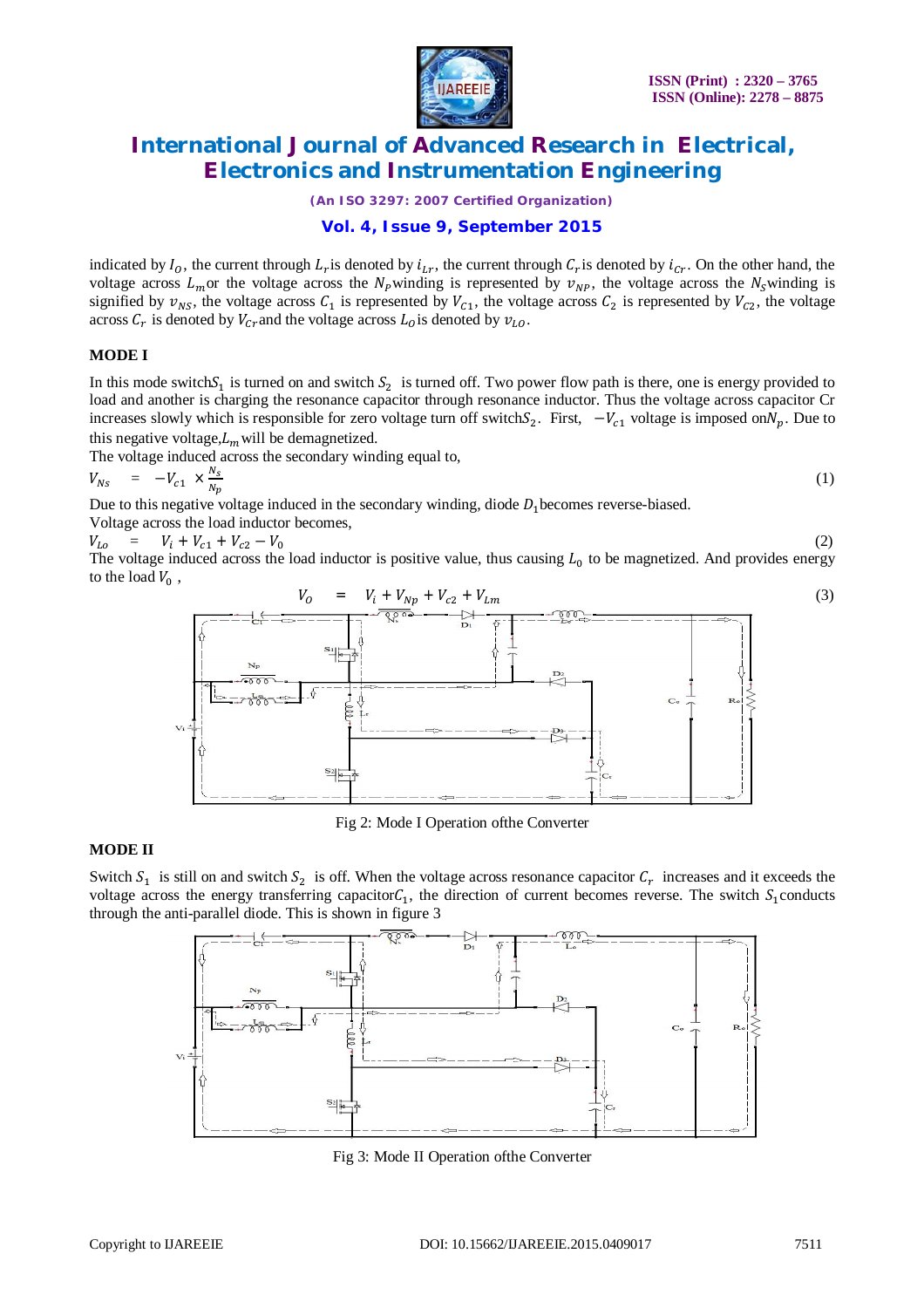indicated by $I_O$, the current through $L_r$ is denoted by $i_{Lr}$, the current through $C_r$ is denoted by $i_{Cr}$. On the other hand, the voltage across $L_m$ or the voltage across the $N_P$ winding is represented by $v_{NP}$, the voltage across the $N_S$ winding is signified by $v_{NS}$, the voltage across $C_1$ is represented by $V_{C1}$, the voltage across $C_2$ is represented by $V_{C2}$, the voltage across $C_r$ is denoted by $V_{Cr}$ and the voltage across $L_O$ is denoted by $v_{LO}$.

### MODE I

In this mode switch $S_1$ is turned on and switch $S_2$ is turned off. Two power flow path is there, one is energy provided to load and another is charging the resonance capacitor through resonance inductor. Thus the voltage across capacitor Cr increases slowly which is responsible for zero voltage turn off switch $S_2$. First, $-V_{c1}$ voltage is imposed on $N_p$. Due to this negative voltage, $L_m$ will be demagnetized.

The voltage induced across the secondary winding equal to,

$$V_{Ns} = -V_{c1} \times \frac{N_s}{N_p} \tag{1}$$

Due to this negative voltage induced in the secondary winding, diode $D_1$ becomes reverse-biased.

Voltage across the load inductor becomes,

$$V_{Lo} = V_i + V_{c1} + V_{c2} - V_0 \tag{2}$$

The voltage induced across the load inductor is positive value, thus causing $L_0$ to be magnetized. And provides energy to the load $V_0$ ,

$$V_O = V_i + V_{Np} + V_{c2} + V_{Lm} \tag{3}$$

Fig 2: Mode I Operation ofthe Converter

### MODE II

Switch $S_1$ is still on and switch $S_2$ is off. When the voltage across resonance capacitor $C_r$ increases and it exceeds the voltage across the energy transferring capacitor $C_1$, the direction of current becomes reverse. The switch $S_1$ conducts through the anti-parallel diode. This is shown in figure 3

Fig 3: Mode II Operation ofthe Converter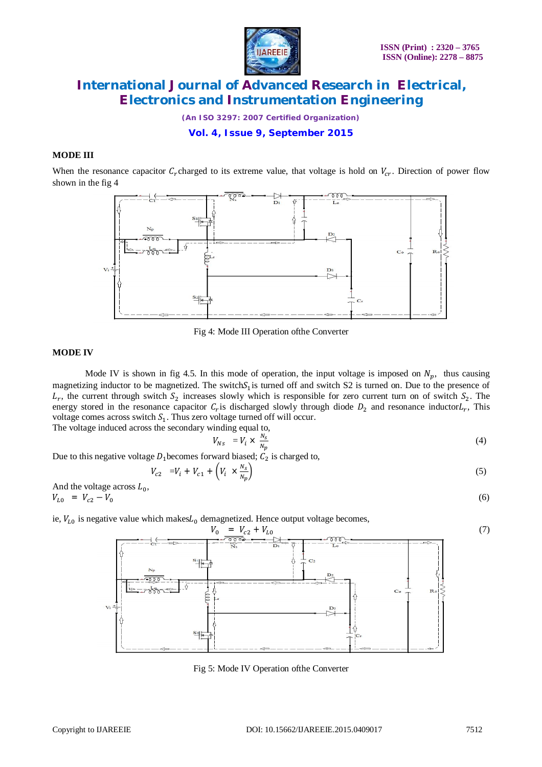#### MODE III

When the resonance capacitor $C_r$ charged to its extreme value, that voltage is hold on $V_{cr}$. Direction of power flow shown in the fig 4

Fig 4: Mode III Operation ofthe Converter

#### MODE IV

Mode IV is shown in fig 4.5. In this mode of operation, the input voltage is imposed on $N_p$, thus causing magnetizing inductor to be magnetized. The switch $S_1$ is turned off and switch S2 is turned on. Due to the presence of $L_r$, the current through switch $S_2$ increases slowly which is responsible for zero current turn on of switch $S_2$. The energy stored in the resonance capacitor $C_r$ is discharged slowly through diode $D_2$ and resonance inductor $L_r$, This voltage comes across switch $S_1$. Thus zero voltage turned off will occur.

The voltage induced across the secondary winding equal to,

$$V_{Ns} = V_i \times \frac{N_s}{N_p} \tag{4}$$

Due to this negative voltage $D_1$ becomes forward biased; $C_2$ is charged to,

$$V_{c2} = V_i + V_{c1} + \left(V_i \times \frac{N_s}{N_p}\right) \tag{5}$$

And the voltage across $L_0$,

$$V_{L0} = V_{c2} - V_0 \tag{6}$$

ie, $V_{L0}$ is negative value which makes $L_0$ demagnetized. Hence output voltage becomes,

$$V_0 = V_{c2} + V_{L0} \tag{7}$$

Fig 5: Mode IV Operation ofthe Converter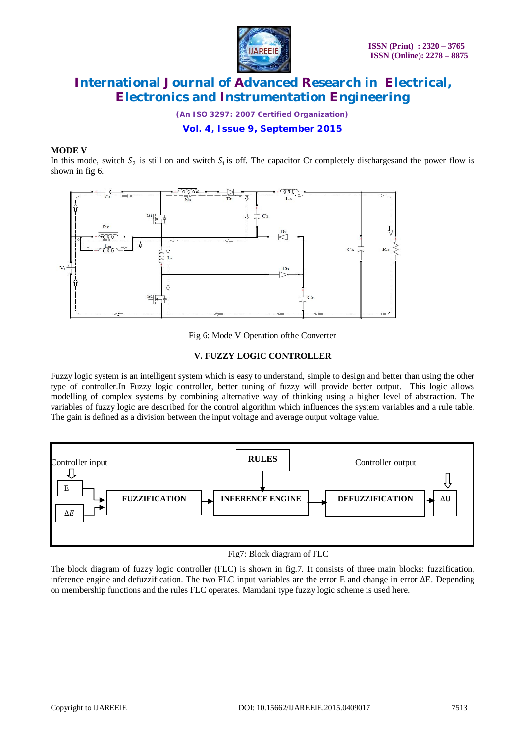### MODE V

In this mode, switch $S_2$ is still on and switch $S_1$ is off. The capacitor Cr completely dischargesand the power flow is shown in fig 6.

Fig 6: Mode V Operation ofthe Converter

## V. FUZZY LOGIC CONTROLLER

Fuzzy logic system is an intelligent system which is easy to understand, simple to design and better than using the other type of controller.In Fuzzy logic controller, better tuning of fuzzy will provide better output. This logic allows modelling of complex systems by combining alternative way of thinking using a higher level of abstraction. The variables of fuzzy logic are described for the control algorithm which influences the system variables and a rule table. The gain is defined as a division between the input voltage and average output voltage value.

Fig7: Block diagram of FLC

The block diagram of fuzzy logic controller (FLC) is shown in fig.7. It consists of three main blocks: fuzzification, inference engine and defuzzification. The two FLC input variables are the error E and change in error ΔE. Depending on membership functions and the rules FLC operates. Mamdani type fuzzy logic scheme is used here.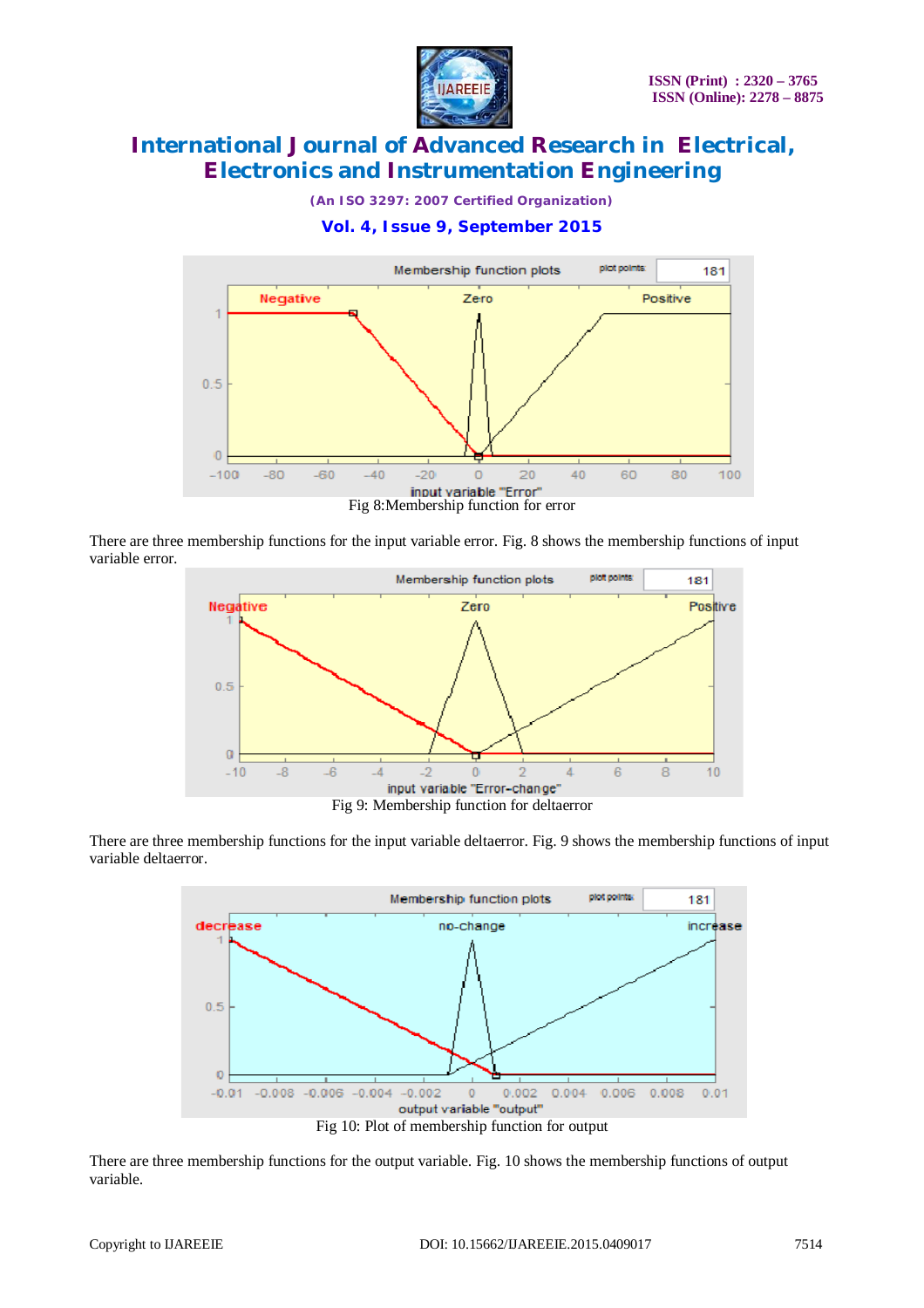Fig 8:Membership function for error

There are three membership functions for the input variable error. Fig. 8 shows the membership functions of input variable error.

Fig 9: Membership function for deltaerror

There are three membership functions for the input variable deltaerror. Fig. 9 shows the membership functions of input variable deltaerror.

Fig 10: Plot of membership function for output

There are three membership functions for the output variable. Fig. 10 shows the membership functions of output variable.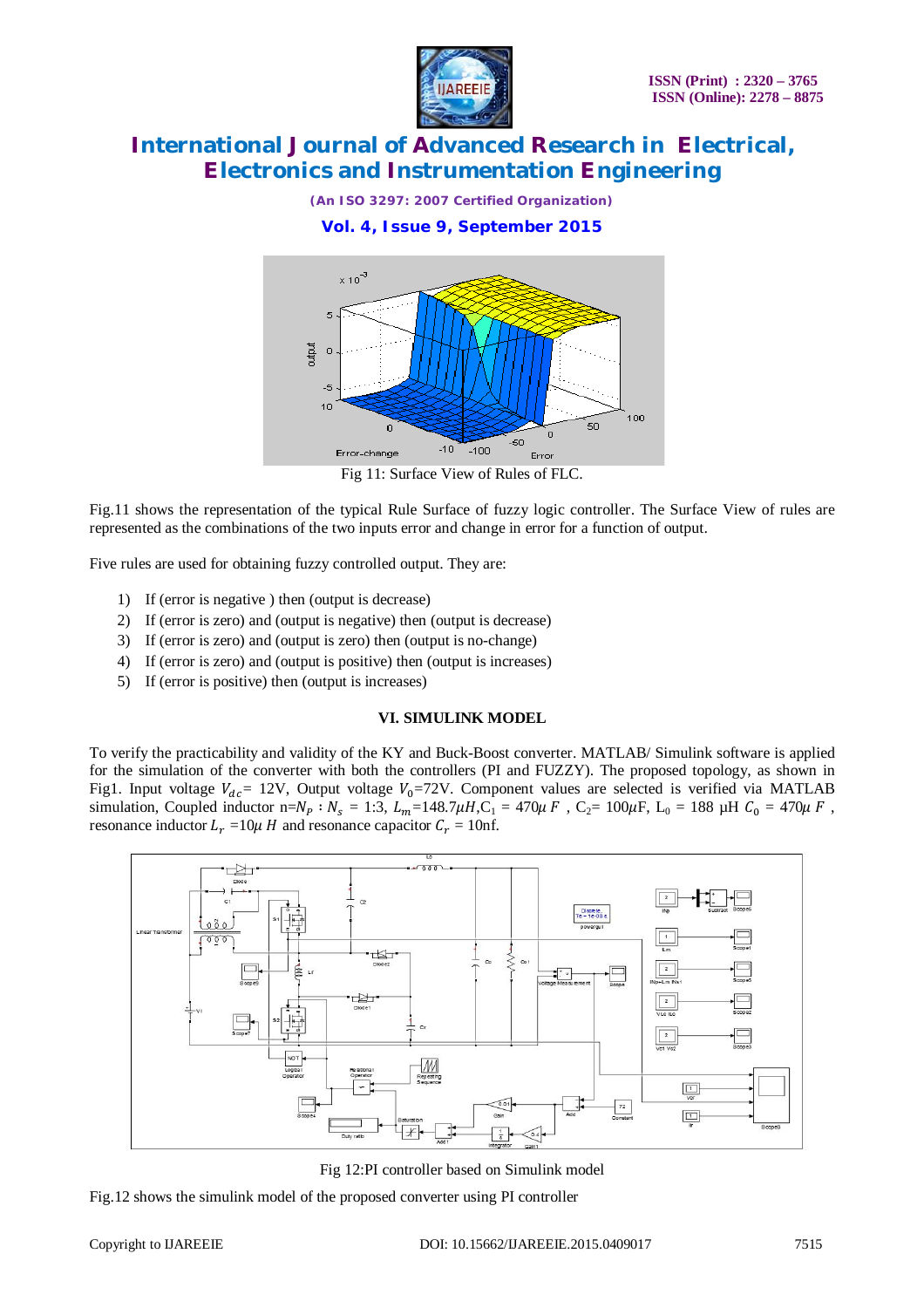Fig 11: Surface View of Rules of FLC.

Fig.11 shows the representation of the typical Rule Surface of fuzzy logic controller. The Surface View of rules are represented as the combinations of the two inputs error and change in error for a function of output.

Five rules are used for obtaining fuzzy controlled output. They are:

1) If (error is negative ) then (output is decrease)
2) If (error is zero) and (output is negative) then (output is decrease)
3) If (error is zero) and (output is zero) then (output is no-change)
4) If (error is zero) and (output is positive) then (output is increases)
5) If (error is positive) then (output is increases)

## VI. SIMULINK MODEL

To verify the practicability and validity of the KY and Buck-Boost converter. MATLAB/ Simulink software is applied for the simulation of the converter with both the controllers (PI and FUZZY). The proposed topology, as shown in Fig1. Input voltage $V_{dc}$= 12V, Output voltage $V_0$=72V. Component values are selected is verified via MATLAB simulation, Coupled inductor n=$N_P : N_s$ = 1:3, $L_m$=148.7$\mu H$,$C_1$ = 470$\mu F$ , $C_2$= 100$\mu$F, $L_0$ = 188 μH $C_0$ = 470$\mu F$ , resonance inductor $L_r$ =10$\mu H$ and resonance capacitor $C_r$ = 10nf.

Fig 12:PI controller based on Simulink model

Fig.12 shows the simulink model of the proposed converter using PI controller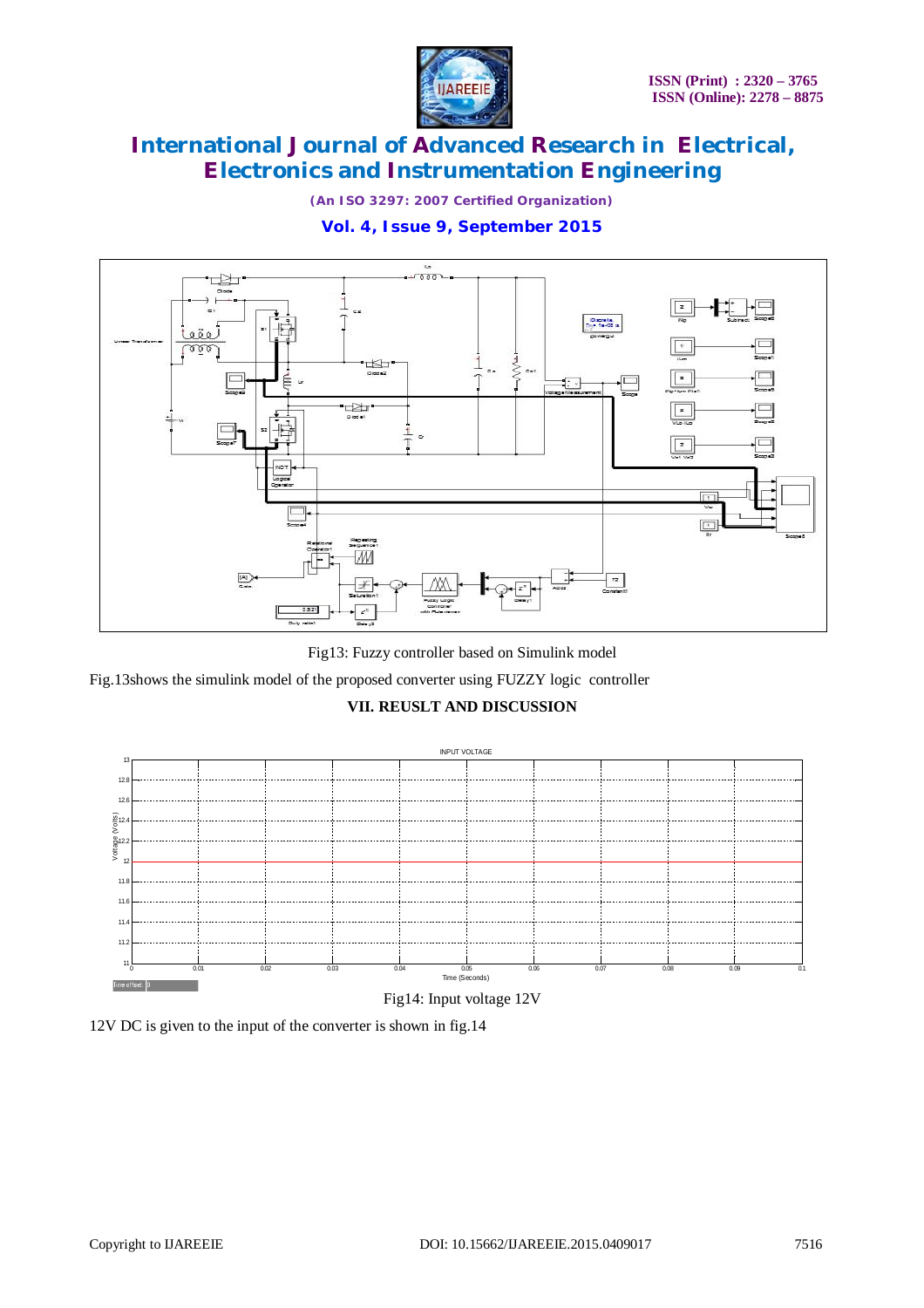Fig13: Fuzzy controller based on Simulink model

Fig.13shows the simulink model of the proposed converter using FUZZY logic controller

### VII. REUSLT AND DISCUSSION

Fig14: Input voltage 12V

12V DC is given to the input of the converter is shown in fig.14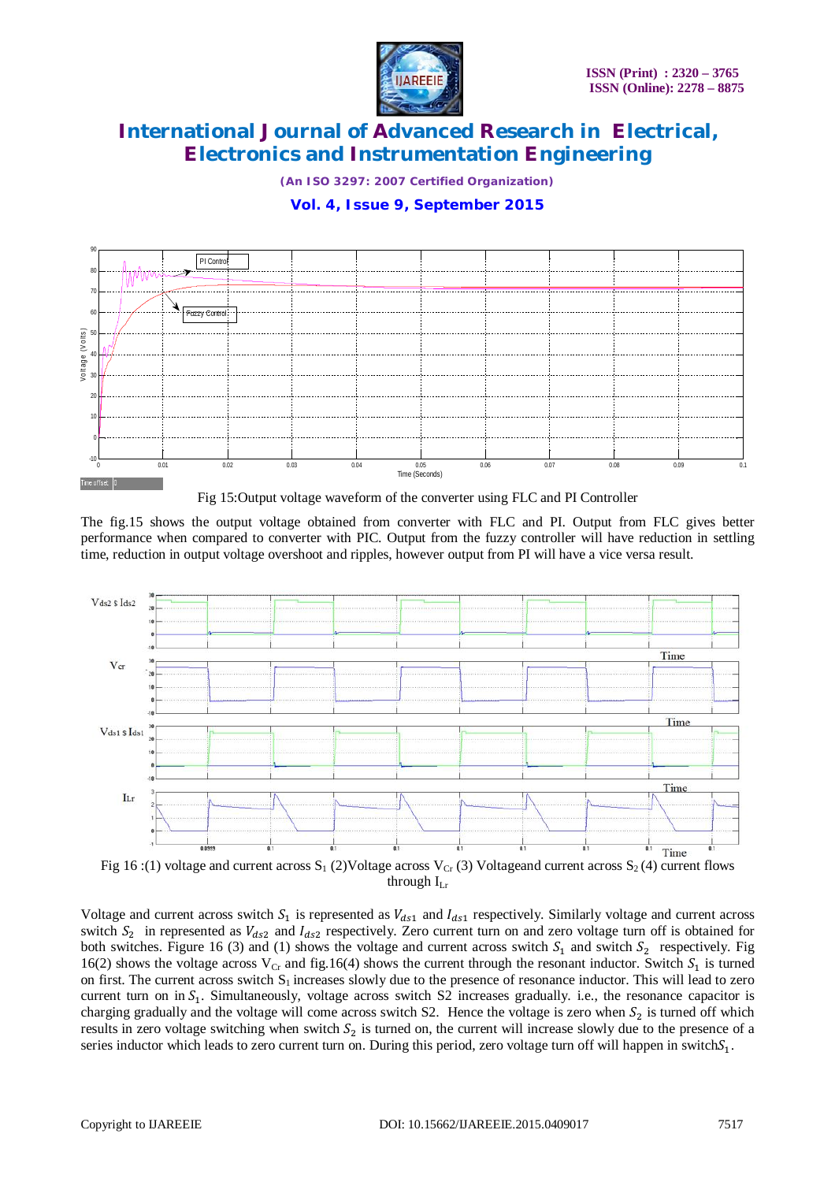Fig 15:Output voltage waveform of the converter using FLC and PI Controller

The fig.15 shows the output voltage obtained from converter with FLC and PI. Output from FLC gives better performance when compared to converter with PIC. Output from the fuzzy controller will have reduction in settling time, reduction in output voltage overshoot and ripples, however output from PI will have a vice versa result.

Fig 16 :(1) voltage and current across $S_1$ (2)Voltage across $V_{Cr}$ (3) Voltageand current across $S_2$ (4) current flows through $I_{Lr}$

Voltage and current across switch $S_1$ is represented as $V_{ds1}$ and $I_{ds1}$ respectively. Similarly voltage and current across switch $S_2$ in represented as $V_{ds2}$ and $I_{ds2}$ respectively. Zero current turn on and zero voltage turn off is obtained for both switches. Figure 16 (3) and (1) shows the voltage and current across switch $S_1$ and switch $S_2$ respectively. Fig 16(2) shows the voltage across $V_{Cr}$ and fig.16(4) shows the current through the resonant inductor. Switch $S_1$ is turned on first. The current across switch $S_1$ increases slowly due to the presence of resonance inductor. This will lead to zero current turn on in $S_1$. Simultaneously, voltage across switch S2 increases gradually. i.e., the resonance capacitor is charging gradually and the voltage will come across switch S2. Hence the voltage is zero when $S_2$ is turned off which results in zero voltage switching when switch $S_2$ is turned on, the current will increase slowly due to the presence of a series inductor which leads to zero current turn on. During this period, zero voltage turn off will happen in switch$S_1$.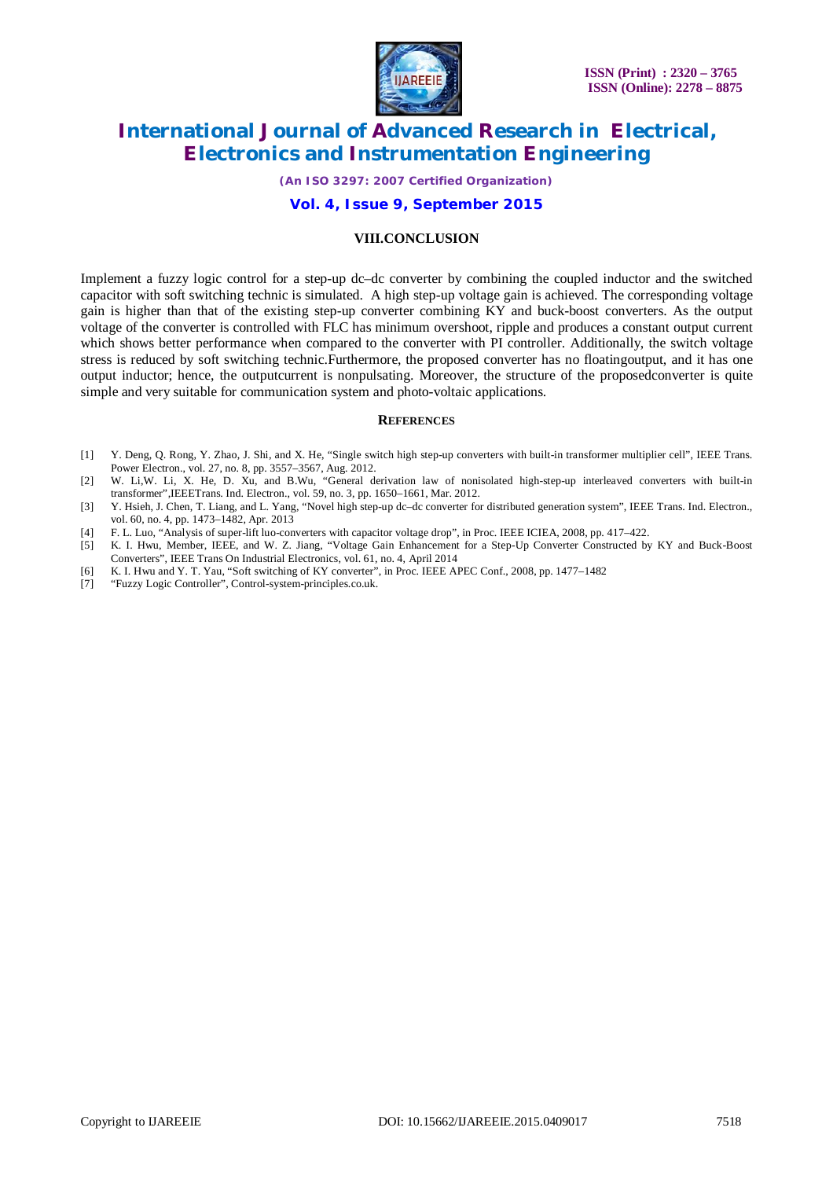## VIII.CONCLUSION

Implement a fuzzy logic control for a step-up dc–dc converter by combining the coupled inductor and the switched capacitor with soft switching technic is simulated. A high step-up voltage gain is achieved. The corresponding voltage gain is higher than that of the existing step-up converter combining KY and buck-boost converters. As the output voltage of the converter is controlled with FLC has minimum overshoot, ripple and produces a constant output current which shows better performance when compared to the converter with PI controller. Additionally, the switch voltage stress is reduced by soft switching technic.Furthermore, the proposed converter has no floatingoutput, and it has one output inductor; hence, the outputcurrent is nonpulsating. Moreover, the structure of the proposedconverter is quite simple and very suitable for communication system and photo-voltaic applications.

## REFERENCES

[1] Y. Deng, Q. Rong, Y. Zhao, J. Shi, and X. He, "Single switch high step-up converters with built-in transformer multiplier cell", IEEE Trans. Power Electron., vol. 27, no. 8, pp. 3557–3567, Aug. 2012.

[2] W. Li,W. Li, X. He, D. Xu, and B.Wu, "General derivation law of nonisolated high-step-up interleaved converters with built-in transformer",IEEETrans. Ind. Electron., vol. 59, no. 3, pp. 1650–1661, Mar. 2012.

[3] Y. Hsieh, J. Chen, T. Liang, and L. Yang, "Novel high step-up dc–dc converter for distributed generation system", IEEE Trans. Ind. Electron., vol. 60, no. 4, pp. 1473–1482, Apr. 2013

[4] F. L. Luo, "Analysis of super-lift luo-converters with capacitor voltage drop", in Proc. IEEE ICIEA, 2008, pp. 417–422.

[5] K. I. Hwu, Member, IEEE, and W. Z. Jiang, "Voltage Gain Enhancement for a Step-Up Converter Constructed by KY and Buck-Boost Converters", IEEE Trans On Industrial Electronics, vol. 61, no. 4, April 2014

[6] K. I. Hwu and Y. T. Yau, "Soft switching of KY converter", in Proc. IEEE APEC Conf., 2008, pp. 1477–1482

[7] "Fuzzy Logic Controller", Control-system-principles.co.uk.